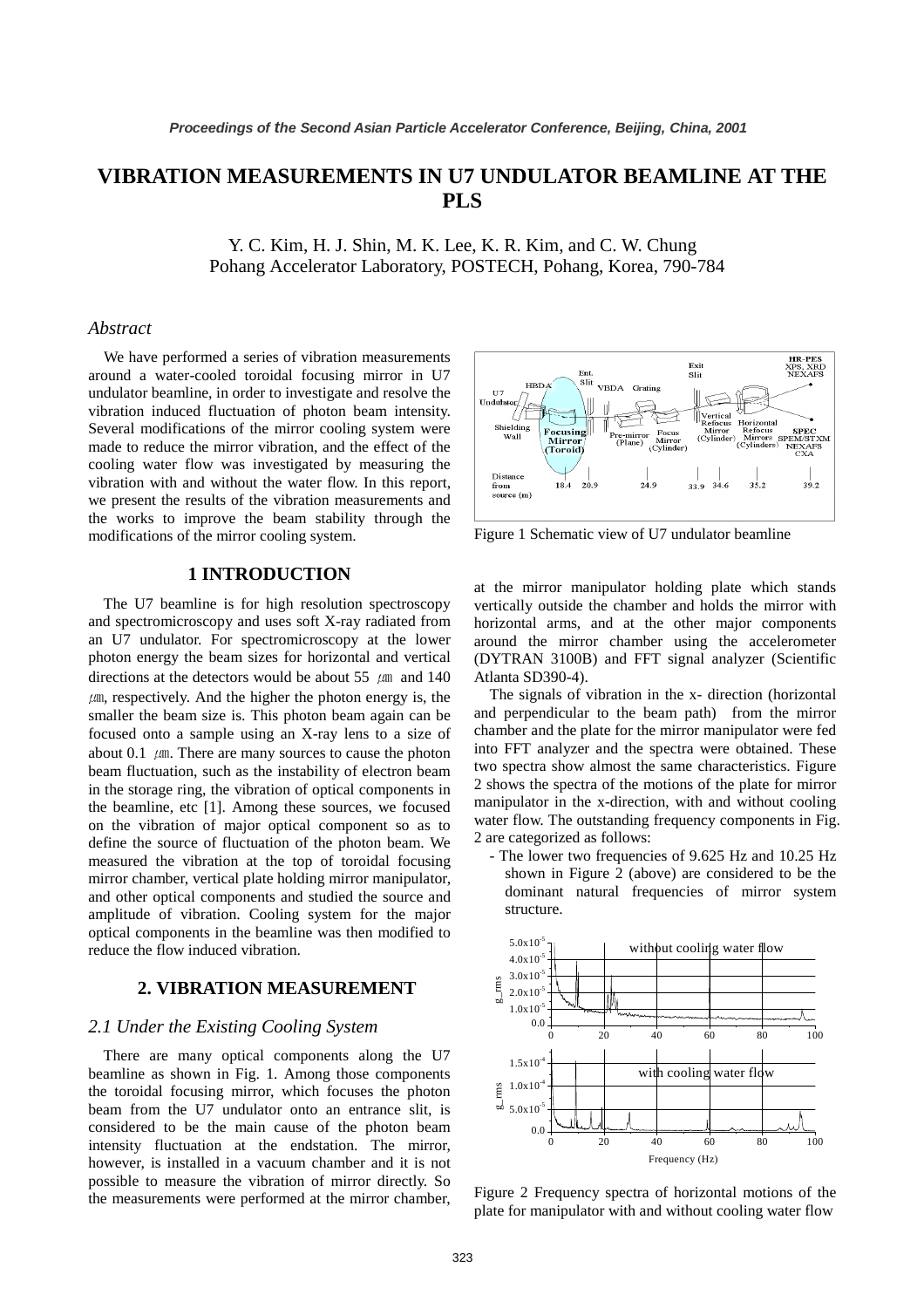# VIBRATION MEASUREMENTS IN U7 UNDULATOR BEAMLINE AT THE PLS

Y. C. Kim, H. J. Shin, M. K. Lee, K. R. Kim, and C. W. Chung
Pohang Accelerator Laboratory, POSTECH, Pohang, Korea, 790-784

## *Abstract*

We have performed a series of vibration measurements around a water-cooled toroidal focusing mirror in U7 undulator beamline, in order to investigate and resolve the vibration induced fluctuation of photon beam intensity. Several modifications of the mirror cooling system were made to reduce the mirror vibration, and the effect of the cooling water flow was investigated by measuring the vibration with and without the water flow. In this report, we present the results of the vibration measurements and the works to improve the beam stability through the modifications of the mirror cooling system.

## 1 INTRODUCTION

The U7 beamline is for high resolution spectroscopy and spectromicroscopy and uses soft X-ray radiated from an U7 undulator. For spectromicroscopy at the lower photon energy the beam sizes for horizontal and vertical directions at the detectors would be about 55 ㎛ and 140 ㎛, respectively. And the higher the photon energy is, the smaller the beam size is. This photon beam again can be focused onto a sample using an X-ray lens to a size of about 0.1 ㎛. There are many sources to cause the photon beam fluctuation, such as the instability of electron beam in the storage ring, the vibration of optical components in the beamline, etc [1]. Among these sources, we focused on the vibration of major optical component so as to define the source of fluctuation of the photon beam. We measured the vibration at the top of toroidal focusing mirror chamber, vertical plate holding mirror manipulator, and other optical components and studied the source and amplitude of vibration. Cooling system for the major optical components in the beamline was then modified to reduce the flow induced vibration.

## 2. VIBRATION MEASUREMENT

### *2.1 Under the Existing Cooling System*

There are many optical components along the U7 beamline as shown in Fig. 1. Among those components the toroidal focusing mirror, which focuses the photon beam from the U7 undulator onto an entrance slit, is considered to be the main cause of the photon beam intensity fluctuation at the endstation. The mirror, however, is installed in a vacuum chamber and it is not possible to measure the vibration of mirror directly. So the measurements were performed at the mirror chamber, at the mirror manipulator holding plate which stands vertically outside the chamber and holds the mirror with horizontal arms, and at the other major components around the mirror chamber using the accelerometer (DYTRAN 3100B) and FFT signal analyzer (Scientific Atlanta SD390-4).

Figure 1 Schematic view of U7 undulator beamline

The signals of vibration in the x- direction (horizontal and perpendicular to the beam path) from the mirror chamber and the plate for the mirror manipulator were fed into FFT analyzer and the spectra were obtained. These two spectra show almost the same characteristics. Figure 2 shows the spectra of the motions of the plate for mirror manipulator in the x-direction, with and without cooling water flow. The outstanding frequency components in Fig. 2 are categorized as follows:

- The lower two frequencies of 9.625 Hz and 10.25 Hz shown in Figure 2 (above) are considered to be the dominant natural frequencies of mirror system structure.

Figure 2 Frequency spectra of horizontal motions of the plate for manipulator with and without cooling water flow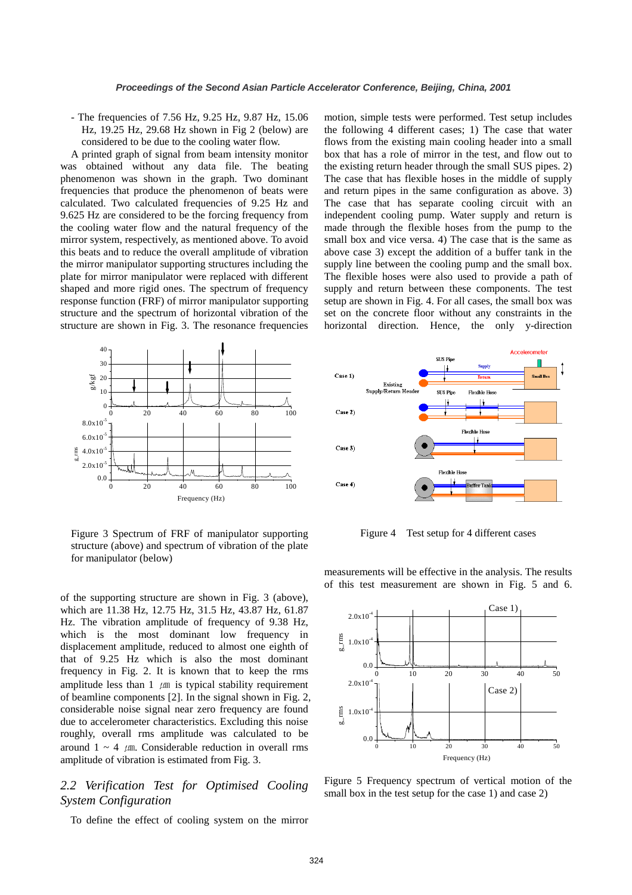- The frequencies of 7.56 Hz, 9.25 Hz, 9.87 Hz, 15.06 Hz, 19.25 Hz, 29.68 Hz shown in Fig 2 (below) are considered to be due to the cooling water flow.

A printed graph of signal from beam intensity monitor was obtained without any data file. The beating phenomenon was shown in the graph. Two dominant frequencies that produce the phenomenon of beats were calculated. Two calculated frequencies of 9.25 Hz and 9.625 Hz are considered to be the forcing frequency from the cooling water flow and the natural frequency of the mirror system, respectively, as mentioned above. To avoid this beats and to reduce the overall amplitude of vibration the mirror manipulator supporting structures including the plate for mirror manipulator were replaced with different shaped and more rigid ones. The spectrum of frequency response function (FRF) of mirror manipulator supporting structure and the spectrum of horizontal vibration of the structure are shown in Fig. 3. The resonance frequencies

Figure 3 Spectrum of FRF of manipulator supporting structure (above) and spectrum of vibration of the plate for manipulator (below)

of the supporting structure are shown in Fig. 3 (above), which are 11.38 Hz, 12.75 Hz, 31.5 Hz, 43.87 Hz, 61.87 Hz. The vibration amplitude of frequency of 9.38 Hz, which is the most dominant low frequency in displacement amplitude, reduced to almost one eighth of that of 9.25 Hz which is also the most dominant frequency in Fig. 2. It is known that to keep the rms amplitude less than 1 ㎛ is typical stability requirement of beamline components [2]. In the signal shown in Fig. 2, considerable noise signal near zero frequency are found due to accelerometer characteristics. Excluding this noise roughly, overall rms amplitude was calculated to be around 1 ~ 4 ㎛. Considerable reduction in overall rms amplitude of vibration is estimated from Fig. 3.

## *2.2 Verification Test for Optimised Cooling System Configuration*

To define the effect of cooling system on the mirror motion, simple tests were performed. Test setup includes the following 4 different cases; 1) The case that water flows from the existing main cooling header into a small box that has a role of mirror in the test, and flow out to the existing return header through the small SUS pipes. 2) The case that has flexible hoses in the middle of supply and return pipes in the same configuration as above. 3) The case that has separate cooling circuit with an independent cooling pump. Water supply and return is made through the flexible hoses from the pump to the small box and vice versa. 4) The case that is the same as above case 3) except the addition of a buffer tank in the supply line between the cooling pump and the small box. The flexible hoses were also used to provide a path of supply and return between these components. The test setup are shown in Fig. 4. For all cases, the small box was set on the concrete floor without any constraints in the horizontal direction. Hence, the only y-direction

Figure 4 Test setup for 4 different cases

measurements will be effective in the analysis. The results of this test measurement are shown in Fig. 5 and 6.

Figure 5 Frequency spectrum of vertical motion of the small box in the test setup for the case 1) and case 2)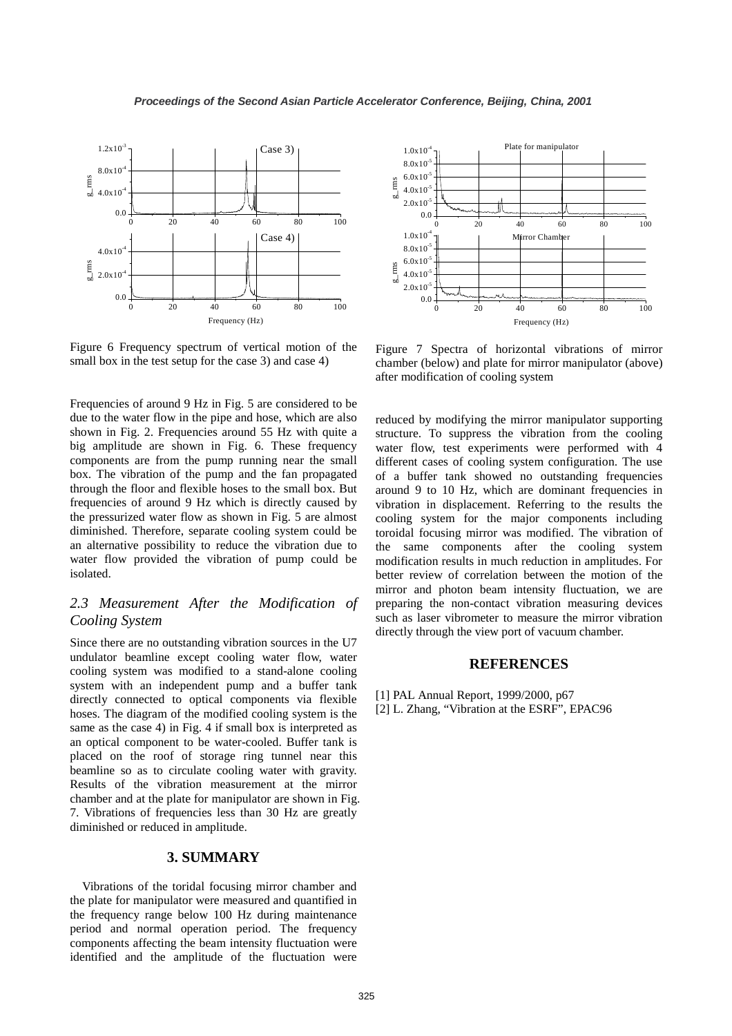Case 3)

1.2x10$^{-3}$

8.0x10$^{-4}$

4.0x10$^{-4}$

0.0

g_rms

0 20 40 60 80 100

Case 4)

4.0x10$^{-4}$

2.0x10$^{-4}$

0.0

g_rms

0 20 40 60 80 100

Frequency (Hz)

Figure 6 Frequency spectrum of vertical motion of the small box in the test setup for the case 3) and case 4)

Plate for manipulator

1.0x10$^{-4}$

8.0x10$^{-5}$

6.0x10$^{-5}$

4.0x10$^{-5}$

2.0x10$^{-5}$

0.0

g_rms

0 20 40 60 80 100

Mirror Chamber

1.0x10$^{-4}$

8.0x10$^{-5}$

6.0x10$^{-5}$

4.0x10$^{-5}$

2.0x10$^{-5}$

0.0

g_rms

0 20 40 60 80 100

Frequency (Hz)

Figure 7 Spectra of horizontal vibrations of mirror chamber (below) and plate for mirror manipulator (above) after modification of cooling system

Frequencies of around 9 Hz in Fig. 5 are considered to be due to the water flow in the pipe and hose, which are also shown in Fig. 2. Frequencies around 55 Hz with quite a big amplitude are shown in Fig. 6. These frequency components are from the pump running near the small box. The vibration of the pump and the fan propagated through the floor and flexible hoses to the small box. But frequencies of around 9 Hz which is directly caused by the pressurized water flow as shown in Fig. 5 are almost diminished. Therefore, separate cooling system could be an alternative possibility to reduce the vibration due to water flow provided the vibration of pump could be isolated.

## *2.3 Measurement After the Modification of Cooling System*

Since there are no outstanding vibration sources in the U7 undulator beamline except cooling water flow, water cooling system was modified to a stand-alone cooling system with an independent pump and a buffer tank directly connected to optical components via flexible hoses. The diagram of the modified cooling system is the same as the case 4) in Fig. 4 if small box is interpreted as an optical component to be water-cooled. Buffer tank is placed on the roof of storage ring tunnel near this beamline so as to circulate cooling water with gravity. Results of the vibration measurement at the mirror chamber and at the plate for manipulator are shown in Fig. 7. Vibrations of frequencies less than 30 Hz are greatly diminished or reduced in amplitude.

## 3. SUMMARY

Vibrations of the toridal focusing mirror chamber and the plate for manipulator were measured and quantified in the frequency range below 100 Hz during maintenance period and normal operation period. The frequency components affecting the beam intensity fluctuation were identified and the amplitude of the fluctuation were reduced by modifying the mirror manipulator supporting structure. To suppress the vibration from the cooling water flow, test experiments were performed with 4 different cases of cooling system configuration. The use of a buffer tank showed no outstanding frequencies around 9 to 10 Hz, which are dominant frequencies in vibration in displacement. Referring to the results the cooling system for the major components including toroidal focusing mirror was modified. The vibration of the same components after the cooling system modification results in much reduction in amplitudes. For better review of correlation between the motion of the mirror and photon beam intensity fluctuation, we are preparing the non-contact vibration measuring devices such as laser vibrometer to measure the mirror vibration directly through the view port of vacuum chamber.

## REFERENCES

[1] PAL Annual Report, 1999/2000, p67

[2] L. Zhang, "Vibration at the ESRF", EPAC96